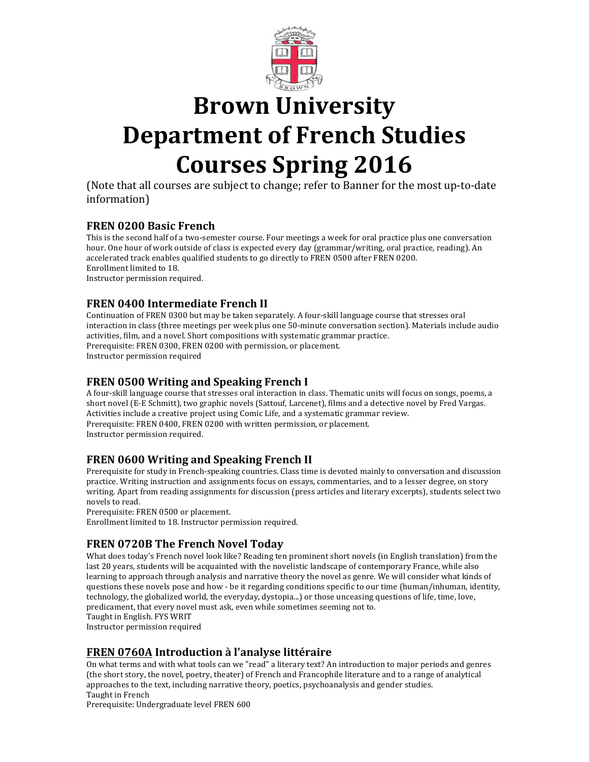# Brown University
# Department of French Studies
# Courses Spring 2016

(Note that all courses are subject to change; refer to Banner for the most up-to-date information)

### FREN 0200 Basic French

This is the second half of a two-semester course. Four meetings a week for oral practice plus one conversation hour. One hour of work outside of class is expected every day (grammar/writing, oral practice, reading). An accelerated track enables qualified students to go directly to FREN 0500 after FREN 0200.
Enrollment limited to 18.
Instructor permission required.

### FREN 0400 Intermediate French II

Continuation of FREN 0300 but may be taken separately. A four-skill language course that stresses oral interaction in class (three meetings per week plus one 50-minute conversation section). Materials include audio activities, film, and a novel. Short compositions with systematic grammar practice.
Prerequisite: FREN 0300, FREN 0200 with permission, or placement.
Instructor permission required

### FREN 0500 Writing and Speaking French I

A four-skill language course that stresses oral interaction in class. Thematic units will focus on songs, poems, a short novel (E-E Schmitt), two graphic novels (Sattouf, Larcenet), films and a detective novel by Fred Vargas. Activities include a creative project using Comic Life, and a systematic grammar review.
Prerequisite: FREN 0400, FREN 0200 with written permission, or placement.
Instructor permission required.

### FREN 0600 Writing and Speaking French II

Prerequisite for study in French-speaking countries. Class time is devoted mainly to conversation and discussion practice. Writing instruction and assignments focus on essays, commentaries, and to a lesser degree, on story writing. Apart from reading assignments for discussion (press articles and literary excerpts), students select two novels to read.
Prerequisite: FREN 0500 or placement.
Enrollment limited to 18. Instructor permission required.

### FREN 0720B The French Novel Today

What does today's French novel look like? Reading ten prominent short novels (in English translation) from the last 20 years, students will be acquainted with the novelistic landscape of contemporary France, while also learning to approach through analysis and narrative theory the novel as genre. We will consider what kinds of questions these novels pose and how - be it regarding conditions specific to our time (human/inhuman, identity, technology, the globalized world, the everyday, dystopia...) or those unceasing questions of life, time, love, predicament, that every novel must ask, even while sometimes seeming not to.
Taught in English. FYS WRIT
Instructor permission required

### FREN 0760A Introduction à l'analyse littéraire

On what terms and with what tools can we "read" a literary text? An introduction to major periods and genres (the short story, the novel, poetry, theater) of French and Francophile literature and to a range of analytical approaches to the text, including narrative theory, poetics, psychoanalysis and gender studies.
Taught in French
Prerequisite: Undergraduate level FREN 600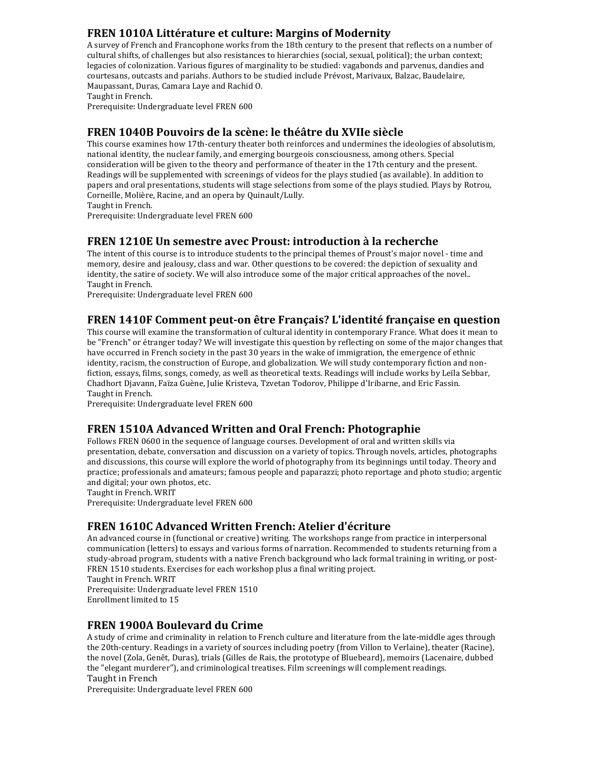### FREN 1010A Littérature et culture: Margins of Modernity

A survey of French and Francophone works from the 18th century to the present that reflects on a number of cultural shifts, of challenges but also resistances to hierarchies (social, sexual, political); the urban context; legacies of colonization. Various figures of marginality to be studied: vagabonds and parvenus, dandies and courtesans, outcasts and pariahs. Authors to be studied include Prévost, Marivaux, Balzac, Baudelaire, Maupassant, Duras, Camara Laye and Rachid O.
Taught in French.
Prerequisite: Undergraduate level FREN 600

### FREN 1040B Pouvoirs de la scène: le théâtre du XVIIe siècle

This course examines how 17th-century theater both reinforces and undermines the ideologies of absolutism, national identity, the nuclear family, and emerging bourgeois consciousness, among others. Special consideration will be given to the theory and performance of theater in the 17th century and the present. Readings will be supplemented with screenings of videos for the plays studied (as available). In addition to papers and oral presentations, students will stage selections from some of the plays studied. Plays by Rotrou, Corneille, Molière, Racine, and an opera by Quinault/Lully.
Taught in French.
Prerequisite: Undergraduate level FREN 600

### FREN 1210E Un semestre avec Proust: introduction à la recherche

The intent of this course is to introduce students to the principal themes of Proust's major novel - time and memory, desire and jealousy, class and war. Other questions to be covered: the depiction of sexuality and identity, the satire of society. We will also introduce some of the major critical approaches of the novel..
Taught in French.
Prerequisite: Undergraduate level FREN 600

### FREN 1410F Comment peut-on être Français? L'identité française en question

This course will examine the transformation of cultural identity in contemporary France. What does it mean to be "French" or étranger today? We will investigate this question by reflecting on some of the major changes that have occurred in French society in the past 30 years in the wake of immigration, the emergence of ethnic identity, racism, the construction of Europe, and globalization. We will study contemporary fiction and non-fiction, essays, films, songs, comedy, as well as theoretical texts. Readings will include works by Leïla Sebbar, Chadhort Djavann, Faïza Guène, Julie Kristeva, Tzvetan Todorov, Philippe d'Iribarne, and Eric Fassin.
Taught in French.
Prerequisite: Undergraduate level FREN 600

### FREN 1510A Advanced Written and Oral French: Photographie

Follows FREN 0600 in the sequence of language courses. Development of oral and written skills via presentation, debate, conversation and discussion on a variety of topics. Through novels, articles, photographs and discussions, this course will explore the world of photography from its beginnings until today. Theory and practice; professionals and amateurs; famous people and paparazzi; photo reportage and photo studio; argentic and digital; your own photos, etc.
Taught in French. WRIT
Prerequisite: Undergraduate level FREN 600

### FREN 1610C Advanced Written French: Atelier d'écriture

An advanced course in (functional or creative) writing. The workshops range from practice in interpersonal communication (letters) to essays and various forms of narration. Recommended to students returning from a study-abroad program, students with a native French background who lack formal training in writing, or post-FREN 1510 students. Exercises for each workshop plus a final writing project.
Taught in French. WRIT
Prerequisite: Undergraduate level FREN 1510
Enrollment limited to 15

### FREN 1900A Boulevard du Crime

A study of crime and criminality in relation to French culture and literature from the late-middle ages through the 20th-century. Readings in a variety of sources including poetry (from Villon to Verlaine), theater (Racine), the novel (Zola, Genêt, Duras), trials (Gilles de Rais, the prototype of Bluebeard), memoirs (Lacenaire, dubbed the "elegant murderer"), and criminological treatises. Film screenings will complement readings.
Taught in French
Prerequisite: Undergraduate level FREN 600